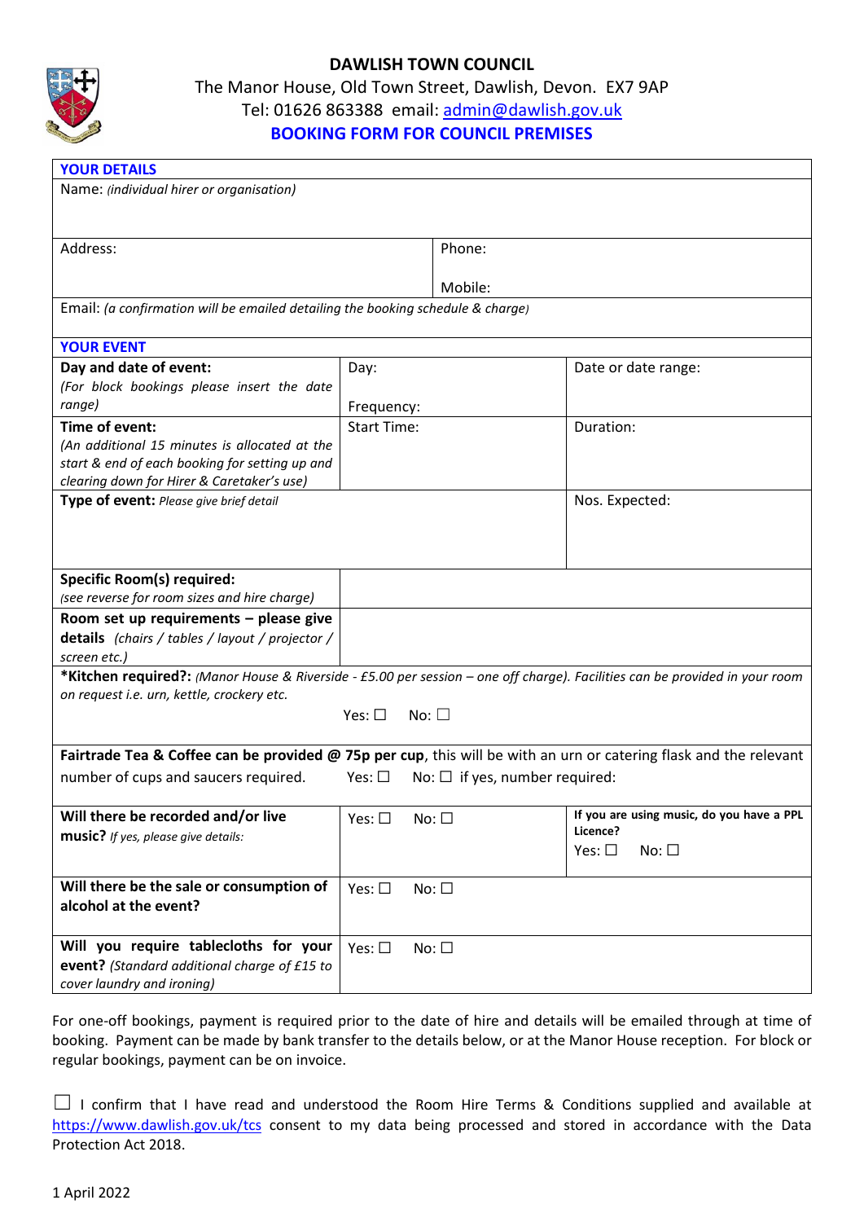# DAWLISH TOWN COUNCIL

The Manor House, Old Town Street, Dawlish, Devon. EX7 9AP
Tel: 01626 863388 email: admin@dawlish.gov.uk

## BOOKING FORM FOR COUNCIL PREMISES

| **YOUR DETAILS** | | |
|---|---|---|
| Name: *(individual hirer or organisation)* | | |
| Address: | Phone: <br> Mobile: | |
| Email: *(a confirmation will be emailed detailing the booking schedule & charge)* | | |

| **YOUR EVENT** | | |
|---|---|---|
| **Day and date of event:** *(For block bookings please insert the date range)* | Day: <br> Frequency: | Date or date range: |
| **Time of event:** *(An additional 15 minutes is allocated at the start & end of each booking for setting up and clearing down for Hirer & Caretaker's use)* | Start Time: | Duration: |
| **Type of event:** *Please give brief detail* | | Nos. Expected: |
| **Specific Room(s) required:** *(see reverse for room sizes and hire charge)* | | |
| **Room set up requirements – please give details** *(chairs / tables / layout / projector / screen etc.)* | | |
| ***Kitchen required?:** *(Manor House & Riverside - £5.00 per session – one off charge). Facilities can be provided in your room on request i.e. urn, kettle, crockery etc.* Yes: ☐ No: ☐ | | |
| **Fairtrade Tea & Coffee can be provided @ 75p per cup**, this will be with an urn or catering flask and the relevant number of cups and saucers required. Yes: ☐ No: ☐ if yes, number required: | | |
| **Will there be recorded and/or live music?** *If yes, please give details:* | Yes: ☐ No: ☐ | **If you are using music, do you have a PPL Licence?** Yes: ☐ No: ☐ |
| **Will there be the sale or consumption of alcohol at the event?** | Yes: ☐ No: ☐ | |
| **Will you require tablecloths for your event?** *(Standard additional charge of £15 to cover laundry and ironing)* | Yes: ☐ No: ☐ | |

For one-off bookings, payment is required prior to the date of hire and details will be emailed through at time of booking. Payment can be made by bank transfer to the details below, or at the Manor House reception. For block or regular bookings, payment can be on invoice.

☐ I confirm that I have read and understood the Room Hire Terms & Conditions supplied and available at https://www.dawlish.gov.uk/tcs consent to my data being processed and stored in accordance with the Data Protection Act 2018.

1 April 2022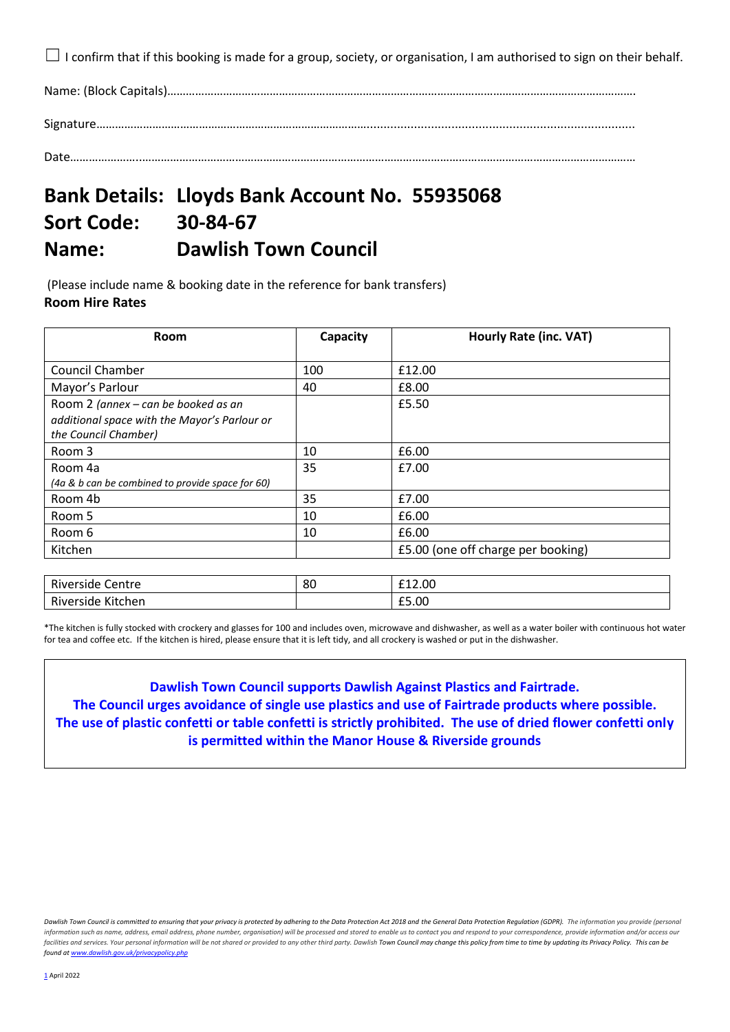☐ I confirm that if this booking is made for a group, society, or organisation, I am authorised to sign on their behalf.

Name: (Block Capitals)…………………………………………………………………………………………………………………………….

Signature……………………………………………………………………………………...........................................................................

Date…………………..………………………………………………………………………………………………………………………………………

## Bank Details: Lloyds Bank Account No. 55935068
## Sort Code: 30-84-67
## Name: Dawlish Town Council

(Please include name & booking date in the reference for bank transfers)

**Room Hire Rates**

| Room | Capacity | Hourly Rate (inc. VAT) |
|---|---|---|
| Council Chamber | 100 | £12.00 |
| Mayor's Parlour | 40 | £8.00 |
| Room 2 *(annex – can be booked as an additional space with the Mayor's Parlour or the Council Chamber)* | | £5.50 |
| Room 3 | 10 | £6.00 |
| Room 4a *(4a & b can be combined to provide space for 60)* | 35 | £7.00 |
| Room 4b | 35 | £7.00 |
| Room 5 | 10 | £6.00 |
| Room 6 | 10 | £6.00 |
| Kitchen | | £5.00 (one off charge per booking) |

| | | |
|---|---|---|
| Riverside Centre | 80 | £12.00 |
| Riverside Kitchen | | £5.00 |

*The kitchen is fully stocked with crockery and glasses for 100 and includes oven, microwave and dishwasher, as well as a water boiler with continuous hot water for tea and coffee etc. If the kitchen is hired, please ensure that it is left tidy, and all crockery is washed or put in the dishwasher.

**Dawlish Town Council supports Dawlish Against Plastics and Fairtrade.**
**The Council urges avoidance of single use plastics and use of Fairtrade products where possible.**
**The use of plastic confetti or table confetti is strictly prohibited. The use of dried flower confetti only is permitted within the Manor House & Riverside grounds**

*Dawlish Town Council is committed to ensuring that your privacy is protected by adhering to the Data Protection Act 2018 and the General Data Protection Regulation (GDPR). The information you provide (personal information such as name, address, email address, phone number, organisation) will be processed and stored to enable us to contact you and respond to your correspondence, provide information and/or access our facilities and services. Your personal information will be not shared or provided to any other third party. Dawlish Town Council may change this policy from time to time by updating its Privacy Policy. This can be found at www.dawlish.gov.uk/privacypolicy.php*

1 April 2022